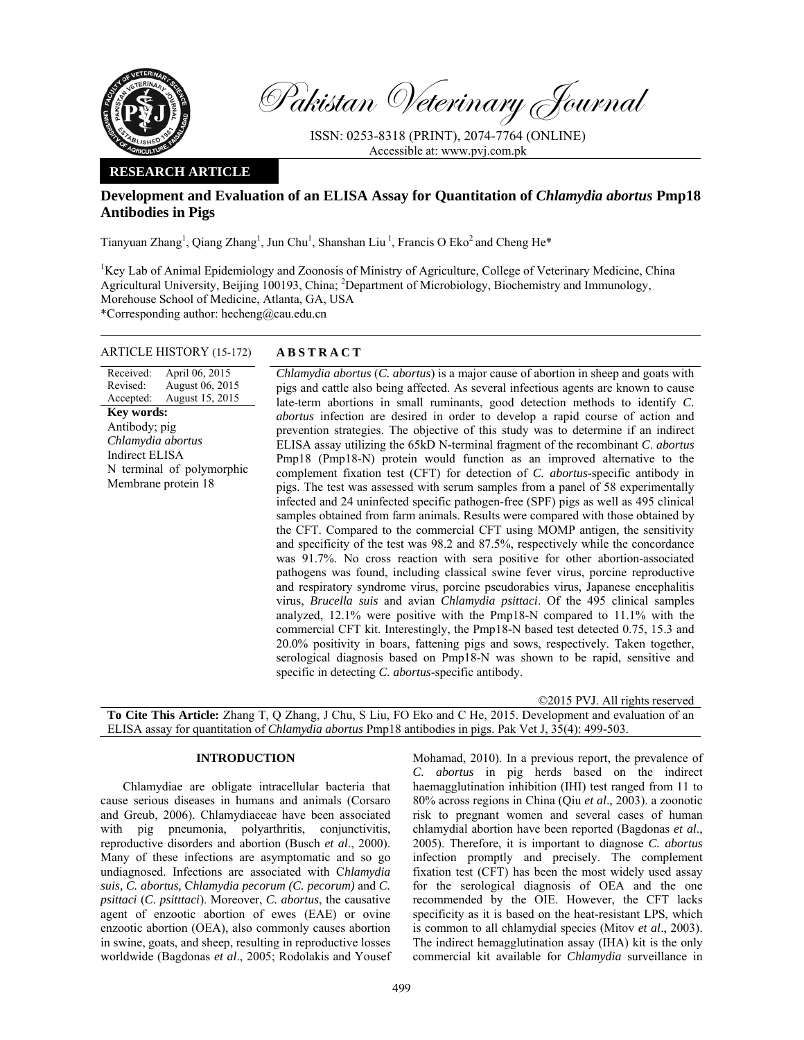# Pakistan Veterinary Journal

ISSN: 0253-8318 (PRINT), 2074-7764 (ONLINE)
Accessible at: www.pvj.com.pk

**RESEARCH ARTICLE**

## Development and Evaluation of an ELISA Assay for Quantitation of *Chlamydia abortus* Pmp18 Antibodies in Pigs

Tianyuan Zhang[1], Qiang Zhang[1], Jun Chu[1], Shanshan Liu [1], Francis O Eko[2] and Cheng He*

[1]Key Lab of Animal Epidemiology and Zoonosis of Ministry of Agriculture, College of Veterinary Medicine, China Agricultural University, Beijing 100193, China; [2]Department of Microbiology, Biochemistry and Immunology, Morehouse School of Medicine, Atlanta, GA, USA

*Corresponding author: hecheng@cau.edu.cn

**ARTICLE HISTORY** (15-172)

Received: April 06, 2015
Revised: August 06, 2015
Accepted: August 15, 2015

**Key words:**
Antibody; pig
*Chlamydia abortus*
Indirect ELISA
N terminal of polymorphic Membrane protein 18

**A B S T R A C T**

*Chlamydia abortus* (*C. abortus*) is a major cause of abortion in sheep and goats with pigs and cattle also being affected. As several infectious agents are known to cause late-term abortions in small ruminants, good detection methods to identify *C. abortus* infection are desired in order to develop a rapid course of action and prevention strategies. The objective of this study was to determine if an indirect ELISA assay utilizing the 65kD N-terminal fragment of the recombinant *C. abortus* Pmp18 (Pmp18-N) protein would function as an improved alternative to the complement fixation test (CFT) for detection of *C. abortus*-specific antibody in pigs. The test was assessed with serum samples from a panel of 58 experimentally infected and 24 uninfected specific pathogen-free (SPF) pigs as well as 495 clinical samples obtained from farm animals. Results were compared with those obtained by the CFT. Compared to the commercial CFT using MOMP antigen, the sensitivity and specificity of the test was 98.2 and 87.5%, respectively while the concordance was 91.7%. No cross reaction with sera positive for other abortion-associated pathogens was found, including classical swine fever virus, porcine reproductive and respiratory syndrome virus, porcine pseudorabies virus, Japanese encephalitis virus, *Brucella suis* and avian *Chlamydia psittaci*. Of the 495 clinical samples analyzed, 12.1% were positive with the Pmp18-N compared to 11.1% with the commercial CFT kit. Interestingly, the Pmp18-N based test detected 0.75, 15.3 and 20.0% positivity in boars, fattening pigs and sows, respectively. Taken together, serological diagnosis based on Pmp18-N was shown to be rapid, sensitive and specific in detecting *C. abortus*-specific antibody.

©2015 PVJ. All rights reserved

**To Cite This Article:** Zhang T, Q Zhang, J Chu, S Liu, FO Eko and C He, 2015. Development and evaluation of an ELISA assay for quantitation of *Chlamydia abortus* Pmp18 antibodies in pigs. Pak Vet J, 35(4): 499-503.

## INTRODUCTION

Chlamydiae are obligate intracellular bacteria that cause serious diseases in humans and animals (Corsaro and Greub, 2006). Chlamydiaceae have been associated with pig pneumonia, polyarthritis, conjunctivitis, reproductive disorders and abortion (Busch *et al*., 2000). Many of these infections are asymptomatic and so go undiagnosed. Infections are associated with C*hlamydia suis, C. abortus,* C*hlamydia pecorum (C. pecorum)* and *C. psittaci* (*C. psitttaci*). Moreover, *C. abortus*, the causative agent of enzootic abortion of ewes (EAE) or ovine enzootic abortion (OEA), also commonly causes abortion in swine, goats, and sheep, resulting in reproductive losses worldwide (Bagdonas *et al*., 2005; Rodolakis and Yousef Mohamad, 2010). In a previous report, the prevalence of *C. abortus* in pig herds based on the indirect haemagglutination inhibition (IHI) test ranged from 11 to 80% across regions in China (Qiu *et al*., 2003). a zoonotic risk to pregnant women and several cases of human chlamydial abortion have been reported (Bagdonas *et al*., 2005). Therefore, it is important to diagnose *C. abortus* infection promptly and precisely. The complement fixation test (CFT) has been the most widely used assay for the serological diagnosis of OEA and the one recommended by the OIE. However, the CFT lacks specificity as it is based on the heat-resistant LPS, which is common to all chlamydial species (Mitov *et al*., 2003). The indirect hemagglutination assay (IHA) kit is the only commercial kit available for *Chlamydia* surveillance in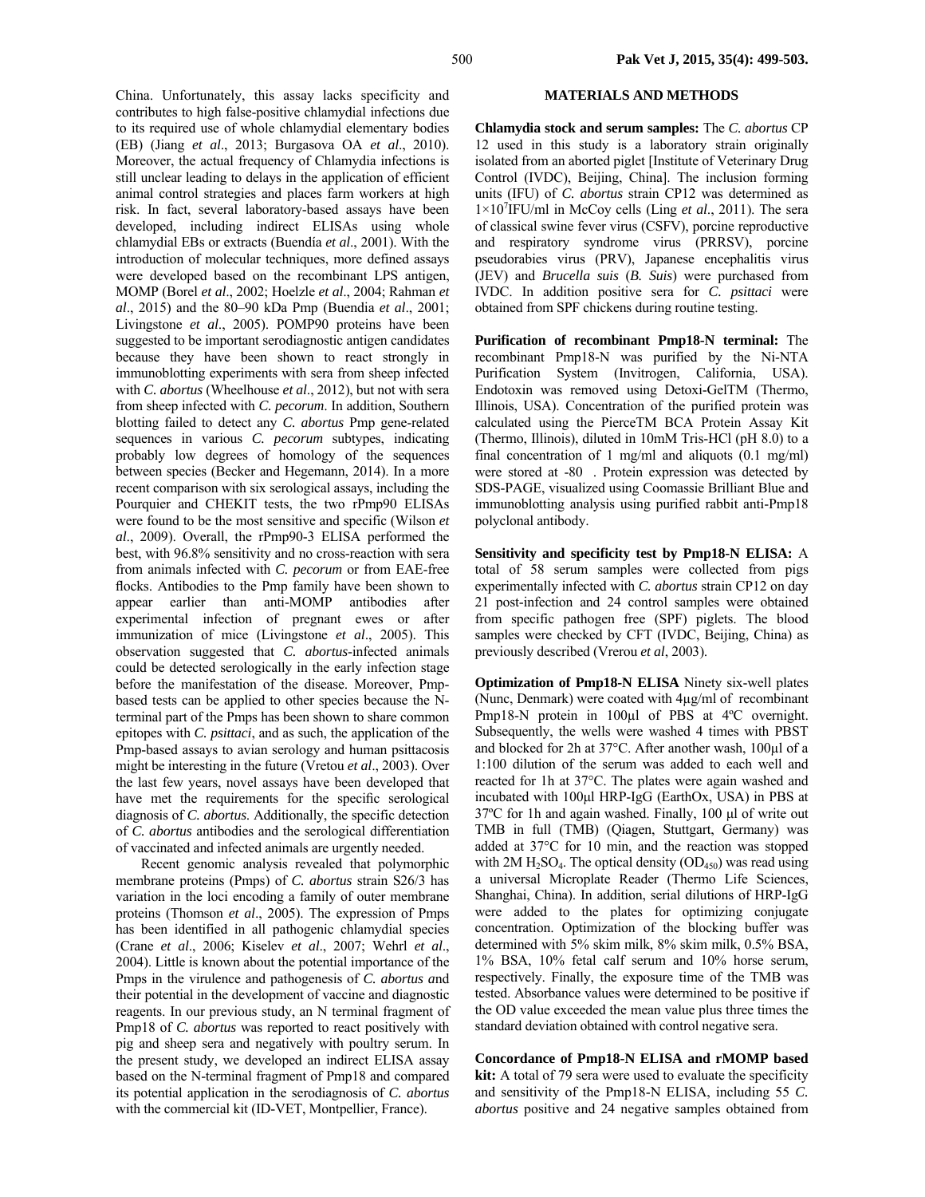China. Unfortunately, this assay lacks specificity and contributes to high false-positive chlamydial infections due to its required use of whole chlamydial elementary bodies (EB) (Jiang *et al*., 2013; Burgasova OA *et al*., 2010). Moreover, the actual frequency of Chlamydia infections is still unclear leading to delays in the application of efficient animal control strategies and places farm workers at high risk. In fact, several laboratory-based assays have been developed, including indirect ELISAs using whole chlamydial EBs or extracts (Buendía *et al*., 2001). With the introduction of molecular techniques, more defined assays were developed based on the recombinant LPS antigen, MOMP (Borel *et al*., 2002; Hoelzle *et al*., 2004; Rahman *et al*., 2015) and the 80–90 kDa Pmp (Buendia *et al*., 2001; Livingstone *et al*., 2005). POMP90 proteins have been suggested to be important serodiagnostic antigen candidates because they have been shown to react strongly in immunoblotting experiments with sera from sheep infected with *C. abortus* (Wheelhouse *et al*., 2012), but not with sera from sheep infected with *C. pecorum*. In addition, Southern blotting failed to detect any *C. abortus* Pmp gene-related sequences in various *C. pecorum* subtypes, indicating probably low degrees of homology of the sequences between species (Becker and Hegemann, 2014). In a more recent comparison with six serological assays, including the Pourquier and CHEKIT tests, the two rPmp90 ELISAs were found to be the most sensitive and specific (Wilson *et al*., 2009). Overall, the rPmp90-3 ELISA performed the best, with 96.8% sensitivity and no cross-reaction with sera from animals infected with *C. pecorum* or from EAE-free flocks. Antibodies to the Pmp family have been shown to appear earlier than anti-MOMP antibodies after experimental infection of pregnant ewes or after immunization of mice (Livingstone *et al*., 2005). This observation suggested that *C. abortus*-infected animals could be detected serologically in the early infection stage before the manifestation of the disease. Moreover, Pmp-based tests can be applied to other species because the N-terminal part of the Pmps has been shown to share common epitopes with *C. psittaci*, and as such, the application of the Pmp-based assays to avian serology and human psittacosis might be interesting in the future (Vretou *et al*., 2003). Over the last few years, novel assays have been developed that have met the requirements for the specific serological diagnosis of *C. abortus*. Additionally, the specific detection of *C. abortus* antibodies and the serological differentiation of vaccinated and infected animals are urgently needed.

Recent genomic analysis revealed that polymorphic membrane proteins (Pmps) of *C. abortus* strain S26/3 has variation in the loci encoding a family of outer membrane proteins (Thomson *et al*., 2005). The expression of Pmps has been identified in all pathogenic chlamydial species (Crane *et al*., 2006; Kiselev *et al*., 2007; Wehrl *et al*., 2004). Little is known about the potential importance of the Pmps in the virulence and pathogenesis of *C. abortus a*nd their potential in the development of vaccine and diagnostic reagents. In our previous study, an N terminal fragment of Pmp18 of *C. abortus* was reported to react positively with pig and sheep sera and negatively with poultry serum. In the present study, we developed an indirect ELISA assay based on the N-terminal fragment of Pmp18 and compared its potential application in the serodiagnosis of *C. abortus* with the commercial kit (ID-VET, Montpellier, France).

## MATERIALS AND METHODS

**Chlamydia stock and serum samples:** The *C. abortus* CP 12 used in this study is a laboratory strain originally isolated from an aborted piglet [Institute of Veterinary Drug Control (IVDC), Beijing, China]. The inclusion forming units (IFU) of *C. abortus* strain CP12 was determined as $1\times10^7$IFU/ml in McCoy cells (Ling *et al*., 2011). The sera of classical swine fever virus (CSFV), porcine reproductive and respiratory syndrome virus (PRRSV), porcine pseudorabies virus (PRV), Japanese encephalitis virus (JEV) and *Brucella suis* (*B. Suis*) were purchased from IVDC. In addition positive sera for *C. psittaci* were obtained from SPF chickens during routine testing.

**Purification of recombinant Pmp18-N terminal:** The recombinant Pmp18-N was purified by the Ni-NTA Purification System (Invitrogen, California, USA). Endotoxin was removed using Detoxi-GelTM (Thermo, Illinois, USA). Concentration of the purified protein was calculated using the PierceTM BCA Protein Assay Kit (Thermo, Illinois), diluted in 10mM Tris-HCl (pH 8.0) to a final concentration of 1 mg/ml and aliquots (0.1 mg/ml) were stored at -80 . Protein expression was detected by SDS-PAGE, visualized using Coomassie Brilliant Blue and immunoblotting analysis using purified rabbit anti-Pmp18 polyclonal antibody.

**Sensitivity and specificity test by Pmp18-N ELISA:** A total of 58 serum samples were collected from pigs experimentally infected with *C. abortus* strain CP12 on day 21 post-infection and 24 control samples were obtained from specific pathogen free (SPF) piglets. The blood samples were checked by CFT (IVDC, Beijing, China) as previously described (Vrerou *et al*, 2003).

**Optimization of Pmp18-N ELISA** Ninety six-well plates (Nunc, Denmark) were coated with 4μg/ml of recombinant Pmp18-N protein in 100μl of PBS at 4ºC overnight. Subsequently, the wells were washed 4 times with PBST and blocked for 2h at 37°C. After another wash, 100μl of a 1:100 dilution of the serum was added to each well and reacted for 1h at 37°C. The plates were again washed and incubated with 100μl HRP-IgG (EarthOx, USA) in PBS at 37ºC for 1h and again washed. Finally, 100 μl of write out TMB in full (TMB) (Qiagen, Stuttgart, Germany) was added at 37°C for 10 min, and the reaction was stopped with 2M $H_2SO_4$. The optical density ($OD_{450}$) was read using a universal Microplate Reader (Thermo Life Sciences, Shanghai, China). In addition, serial dilutions of HRP-IgG were added to the plates for optimizing conjugate concentration. Optimization of the blocking buffer was determined with 5% skim milk, 8% skim milk, 0.5% BSA, 1% BSA, 10% fetal calf serum and 10% horse serum, respectively. Finally, the exposure time of the TMB was tested. Absorbance values were determined to be positive if the OD value exceeded the mean value plus three times the standard deviation obtained with control negative sera.

**Concordance of Pmp18-N ELISA and rMOMP based kit:** A total of 79 sera were used to evaluate the specificity and sensitivity of the Pmp18-N ELISA, including 55 *C. abortus* positive and 24 negative samples obtained from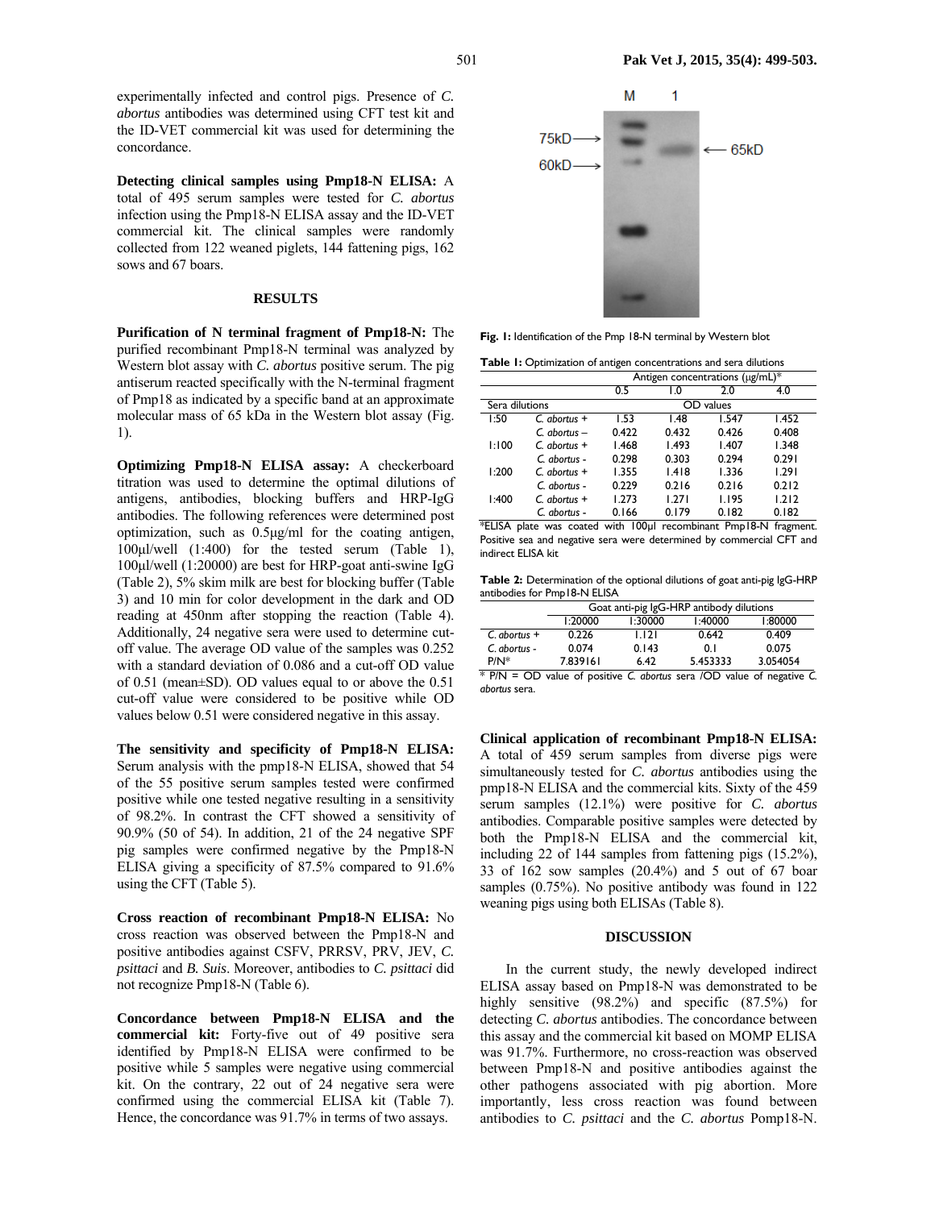experimentally infected and control pigs. Presence of *C. abortus* antibodies was determined using CFT test kit and the ID-VET commercial kit was used for determining the concordance.

**Detecting clinical samples using Pmp18-N ELISA:** A total of 495 serum samples were tested for *C. abortus* infection using the Pmp18-N ELISA assay and the ID-VET commercial kit. The clinical samples were randomly collected from 122 weaned piglets, 144 fattening pigs, 162 sows and 67 boars.

## RESULTS

**Purification of N terminal fragment of Pmp18-N:** The purified recombinant Pmp18-N terminal was analyzed by Western blot assay with *C. abortus* positive serum. The pig antiserum reacted specifically with the N-terminal fragment of Pmp18 as indicated by a specific band at an approximate molecular mass of 65 kDa in the Western blot assay (Fig. 1).

**Optimizing Pmp18-N ELISA assay:** A checkerboard titration was used to determine the optimal dilutions of antigens, antibodies, blocking buffers and HRP-IgG antibodies. The following references were determined post optimization, such as 0.5μg/ml for the coating antigen, 100μl/well (1:400) for the tested serum (Table 1), 100μl/well (1:20000) are best for HRP-goat anti-swine IgG (Table 2), 5% skim milk are best for blocking buffer (Table 3) and 10 min for color development in the dark and OD reading at 450nm after stopping the reaction (Table 4). Additionally, 24 negative sera were used to determine cut-off value. The average OD value of the samples was 0.252 with a standard deviation of 0.086 and a cut-off OD value of 0.51 (mean±SD). OD values equal to or above the 0.51 cut-off value were considered to be positive while OD values below 0.51 were considered negative in this assay.

**The sensitivity and specificity of Pmp18-N ELISA:** Serum analysis with the pmp18-N ELISA, showed that 54 of the 55 positive serum samples tested were confirmed positive while one tested negative resulting in a sensitivity of 98.2%. In contrast the CFT showed a sensitivity of 90.9% (50 of 54). In addition, 21 of the 24 negative SPF pig samples were confirmed negative by the Pmp18-N ELISA giving a specificity of 87.5% compared to 91.6% using the CFT (Table 5).

**Cross reaction of recombinant Pmp18-N ELISA:** No cross reaction was observed between the Pmp18-N and positive antibodies against CSFV, PRRSV, PRV, JEV, *C. psittaci* and *B. Suis*. Moreover, antibodies to *C. psittaci* did not recognize Pmp18-N (Table 6).

**Concordance between Pmp18-N ELISA and the commercial kit:** Forty-five out of 49 positive sera identified by Pmp18-N ELISA were confirmed to be positive while 5 samples were negative using commercial kit. On the contrary, 22 out of 24 negative sera were confirmed using the commercial ELISA kit (Table 7). Hence, the concordance was 91.7% in terms of two assays.

**Fig. 1:** Identification of the Pmp 18-N terminal by Western blot

**Table 1:** Optimization of antigen concentrations and sera dilutions

| | | Antigen concentrations (μg/mL)* | | | |
|---|---|---|---|---|---|
| | | 0.5 | 1.0 | 2.0 | 4.0 |
| Sera dilutions | | OD values | | | |
| 1:50 | *C. abortus* + | 1.53 | 1.48 | 1.547 | 1.452 |
| | *C. abortus* – | 0.422 | 0.432 | 0.426 | 0.408 |
| 1:100 | *C. abortus* + | 1.468 | 1.493 | 1.407 | 1.348 |
| | *C. abortus* - | 0.298 | 0.303 | 0.294 | 0.291 |
| 1:200 | *C. abortus* + | 1.355 | 1.418 | 1.336 | 1.291 |
| | *C. abortus* - | 0.229 | 0.216 | 0.216 | 0.212 |
| 1:400 | *C. abortus* + | 1.273 | 1.271 | 1.195 | 1.212 |
| | *C. abortus* - | 0.166 | 0.179 | 0.182 | 0.182 |

*ELISA plate was coated with 100μl recombinant Pmp18-N fragment. Positive sea and negative sera were determined by commercial CFT and indirect ELISA kit

**Table 2:** Determination of the optional dilutions of goat anti-pig IgG-HRP antibodies for Pmp18-N ELISA

| | Goat anti-pig IgG-HRP antibody dilutions | | | |
|---|---|---|---|---|
| | 1:20000 | 1:30000 | 1:40000 | 1:80000 |
| *C. abortus* + | 0.226 | 1.121 | 0.642 | 0.409 |
| *C. abortus* - | 0.074 | 0.143 | 0.1 | 0.075 |
| P/N* | 7.839161 | 6.42 | 5.453333 | 3.054054 |

\* P/N = OD value of positive *C. abortus* sera /OD value of negative *C. abortus* sera.

**Clinical application of recombinant Pmp18-N ELISA:** A total of 459 serum samples from diverse pigs were simultaneously tested for *C. abortus* antibodies using the pmp18-N ELISA and the commercial kits. Sixty of the 459 serum samples (12.1%) were positive for *C. abortus* antibodies. Comparable positive samples were detected by both the Pmp18-N ELISA and the commercial kit, including 22 of 144 samples from fattening pigs (15.2%), 33 of 162 sow samples (20.4%) and 5 out of 67 boar samples (0.75%). No positive antibody was found in 122 weaning pigs using both ELISAs (Table 8).

## DISCUSSION

In the current study, the newly developed indirect ELISA assay based on Pmp18-N was demonstrated to be highly sensitive (98.2%) and specific (87.5%) for detecting *C. abortus* antibodies. The concordance between this assay and the commercial kit based on MOMP ELISA was 91.7%. Furthermore, no cross-reaction was observed between Pmp18-N and positive antibodies against the other pathogens associated with pig abortion. More importantly, less cross reaction was found between antibodies to *C. psittaci* and the *C. abortus* Pomp18-N.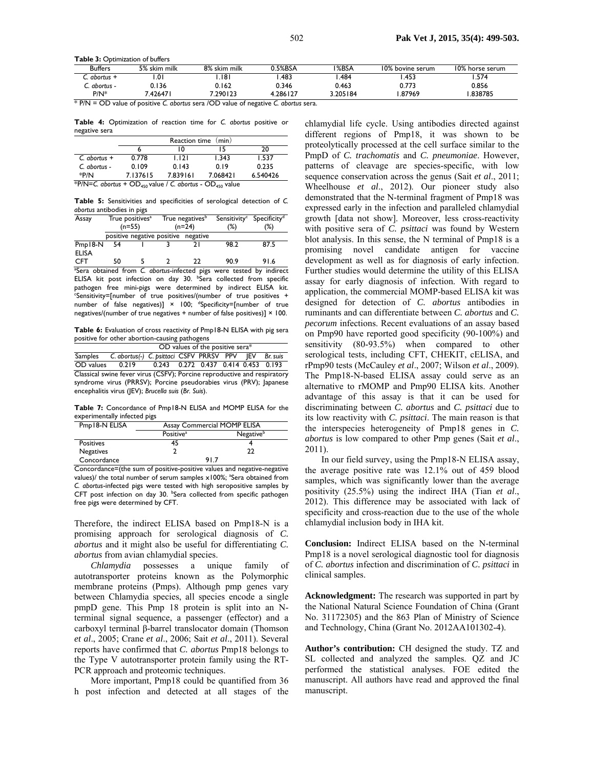**Table 3:** Optimization of buffers

| Buffers | 5% skim milk | 8% skim milk | 0.5%BSA | 1%BSA | 10% bovine serum | 10% horse serum |
|---|---|---|---|---|---|---|
| *C. abortus* + | 1.01 | 1.181 | 1.483 | 1.484 | 1.453 | 1.574 |
| *C. abortus* - | 0.136 | 0.162 | 0.346 | 0.463 | 0.773 | 0.856 |
| P/N* | 7.426471 | 7.290123 | 4.286127 | 3.205184 | 1.87969 | 1.838785 |

* P/N = OD value of positive *C. abortus* sera /OD value of negative *C. abortus* sera.

**Table 4:** Optimization of reaction time for *C. abortus* positive or negative sera

| | Reaction time (min) | | | |
|---|---|---|---|---|
| | 6 | 10 | 15 | 20 |
| *C. abortus* + | 0.778 | 1.121 | 1.343 | 1.537 |
| *C. abortus* - | 0.109 | 0.143 | 0.19 | 0.235 |
| *P/N | 7.137615 | 7.839161 | 7.068421 | 6.540426 |

*P/N=*C. abortus* + $OD_{450}$ value / *C. abortus* - $OD_{450}$ value

**Table 5:** Sensitivities and specificities of serological detection of *C. abortus* antibodies in pigs

| Assay | True positives[a] (n=55) | | True negatives[b] (n=24) | | Sensitivity[c] (%) | Specificity[d] (%) |
|---|---|---|---|---|---|---|
| | positive | negative | positive | negative | | |
| Pmp18-N ELISA | 54 | 1 | 3 | 21 | 98.2 | 87.5 |
| CFT | 50 | 5 | 2 | 22 | 90.9 | 91.6 |

[a]Sera obtained from *C. abortus*-infected pigs were tested by indirect ELISA kit post infection on day 30. [b]Sera collected from specific pathogen free mini-pigs were determined by indirect ELISA kit. [c]Sensitivity=[number of true positives/(number of true positives + number of false negatives)] × 100; [d]Specificity=[number of true negatives/(number of true negatives + number of false positives)] × 100.

**Table 6:** Evaluation of cross reactivity of Pmp18-N ELISA with pig sera positive for other abortion-causing pathogens

| | OD values of the positive sera* | | | | | | |
|---|---|---|---|---|---|---|---|
| Samples | *C. abortus*(-) | *C. psittaci* | CSFV | PRRSV | PPV | JEV | *Br. suis* |
| OD values | 0.219 | 0.243 | 0.272 | 0.437 | 0.414 | 0.453 | 0.193 |

Classical swine fever virus (CSFV); Porcine reproductive and respiratory syndrome virus (PRRSV); Porcine pseudorabies virus (PRV); Japanese encephalitis virus (JEV); *Brucella suis* (*Br. Suis*).

**Table 7:** Concordance of Pmp18-N ELISA and MOMP ELISA for the experimentally infected pigs

| Pmp18-N ELISA | Assay Commercial MOMP ELISA | |
|---|---|---|
| | Positive[a] | Negative[b] |
| Positives | 45 | 4 |
| Negatives | 2 | 22 |
| Concordance | 91.7 | |

Concordance=(the sum of positive-positive values and negative-negative values)/ the total number of serum samples x100%; [a]Sera obtained from *C. abortus*-infected pigs were tested with high seropositive samples by CFT post infection on day 30. [b]Sera collected from specific pathogen free pigs were determined by CFT.

Therefore, the indirect ELISA based on Pmp18-N is a promising approach for serological diagnosis of *C. abortus* and it might also be useful for differentiating *C. abortus* from avian chlamydial species.

*Chlamydia* possesses a unique family of autotransporter proteins known as the Polymorphic membrane proteins (Pmps). Although pmp genes vary between Chlamydia species, all species encode a single pmpD gene. This Pmp 18 protein is split into an N-terminal signal sequence, a passenger (effector) and a carboxyl terminal β-barrel translocator domain (Thomson *et al*., 2005; Crane *et al*., 2006; Sait *et al*., 2011). Several reports have confirmed that *C. abortus* Pmp18 belongs to the Type V autotransporter protein family using the RT-PCR approach and proteomic techniques.

More important, Pmp18 could be quantified from 36 h post infection and detected at all stages of the chlamydial life cycle. Using antibodies directed against different regions of Pmp18, it was shown to be proteolytically processed at the cell surface similar to the PmpD of *C. trachomatis* and *C. pneumoniae*. However, patterns of cleavage are species-specific, with low sequence conservation across the genus (Sait *et al*., 2011; Wheelhouse *et al*., 2012). Our pioneer study also demonstrated that the N-terminal fragment of Pmp18 was expressed early in the infection and paralleled chlamydial growth [data not show]. Moreover, less cross-reactivity with positive sera of *C. psittaci* was found by Western blot analysis. In this sense, the N terminal of Pmp18 is a promising novel candidate antigen for vaccine development as well as for diagnosis of early infection. Further studies would determine the utility of this ELISA assay for early diagnosis of infection. With regard to application, the commercial MOMP-based ELISA kit was designed for detection of *C. abortus* antibodies in ruminants and can differentiate between *C. abortus* and *C. pecorum* infections. Recent evaluations of an assay based on Pmp90 have reported good specificity (90-100%) and sensitivity (80-93.5%) when compared to other serological tests, including CFT, CHEKIT, cELISA, and rPmp90 tests (McCauley *et al*., 2007; Wilson *et al*., 2009). The Pmp18-N-based ELISA assay could serve as an alternative to rMOMP and Pmp90 ELISA kits. Another advantage of this assay is that it can be used for discriminating between *C. abortus* and *C. psittaci* due to its low reactivity with *C. psittaci*. The main reason is that the interspecies heterogeneity of Pmp18 genes in *C. abortus* is low compared to other Pmp genes (Sait *et al*., 2011).

In our field survey, using the Pmp18-N ELISA assay, the average positive rate was 12.1% out of 459 blood samples, which was significantly lower than the average positivity (25.5%) using the indirect IHA (Tian *et al*., 2012). This difference may be associated with lack of specificity and cross-reaction due to the use of the whole chlamydial inclusion body in IHA kit.

**Conclusion:** Indirect ELISA based on the N-terminal Pmp18 is a novel serological diagnostic tool for diagnosis of *C. abortus* infection and discrimination of *C. psittaci* in clinical samples.

**Acknowledgment:** The research was supported in part by the National Natural Science Foundation of China (Grant No. 31172305) and the 863 Plan of Ministry of Science and Technology, China (Grant No. 2012AA101302-4).

**Author's contribution:** CH designed the study. TZ and SL collected and analyzed the samples. QZ and JC performed the statistical analyses. FOE edited the manuscript. All authors have read and approved the final manuscript.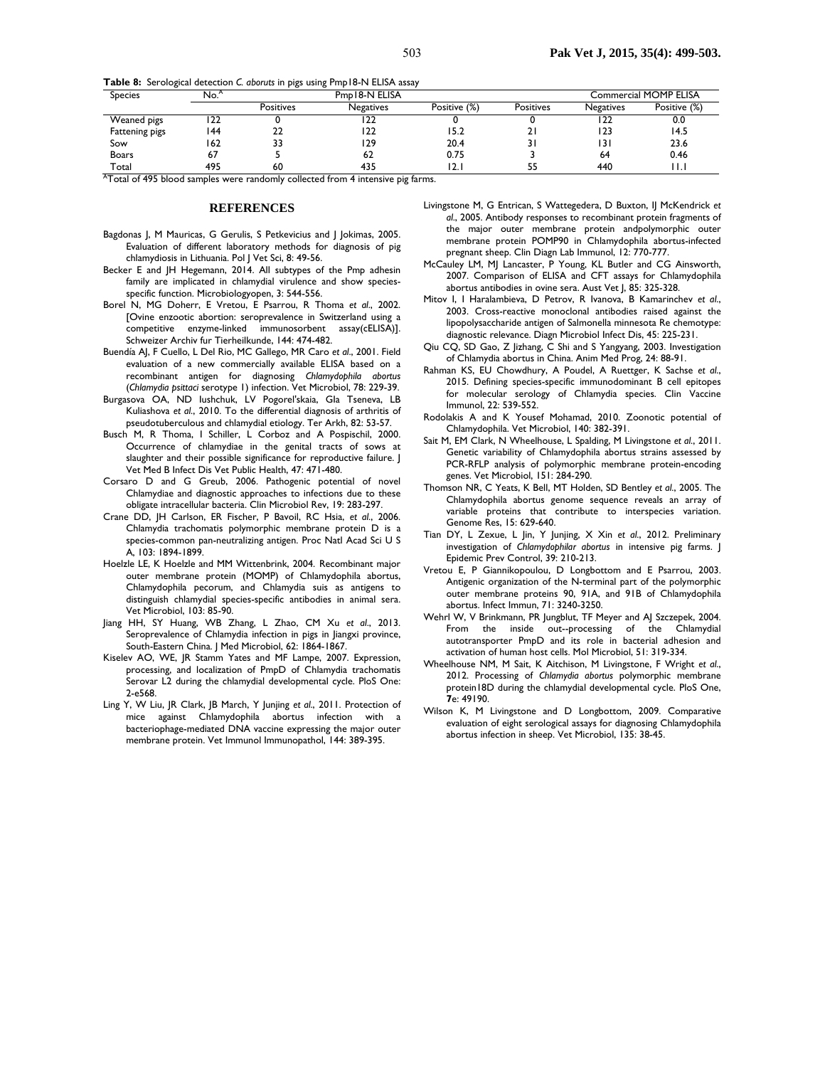**Table 8:** Serological detection *C. aboruts* in pigs using Pmp18-N ELISA assay

| Species | No.[A] | Pmp18-N ELISA | | | Commercial MOMP ELISA | | |
|---|---|---|---|---|---|---|---|
| | | Positives | Negatives | Positive (%) | Positives | Negatives | Positive (%) |
| Weaned pigs | 122 | 0 | 122 | 0 | 0 | 122 | 0.0 |
| Fattening pigs | 144 | 22 | 122 | 15.2 | 21 | 123 | 14.5 |
| Sow | 162 | 33 | 129 | 20.4 | 31 | 131 | 23.6 |
| Boars | 67 | 5 | 62 | 0.75 | 3 | 64 | 0.46 |
| Total | 495 | 60 | 435 | 12.1 | 55 | 440 | 11.1 |

[A]Total of 495 blood samples were randomly collected from 4 intensive pig farms.

## REFERENCES

Bagdonas J, M Mauricas, G Gerulis, S Petkevicius and J Jokimas, 2005. Evaluation of different laboratory methods for diagnosis of pig chlamydiosis in Lithuania. Pol J Vet Sci, 8: 49-56.

Becker E and JH Hegemann, 2014. All subtypes of the Pmp adhesin family are implicated in chlamydial virulence and show species-specific function. Microbiologyopen, 3: 544-556.

Borel N, MG Doherr, E Vretou, E Psarrou, R Thoma *et al*., 2002. [Ovine enzootic abortion: seroprevalence in Switzerland using a competitive enzyme-linked immunosorbent assay(cELISA)]. Schweizer Archiv fur Tierheilkunde, 144: 474-482.

Buendía AJ, F Cuello, L Del Rio, MC Gallego, MR Caro *et al*., 2001. Field evaluation of a new commercially available ELISA based on a recombinant antigen for diagnosing *Chlamydophila abortus* (*Chlamydia psittaci* serotype 1) infection. Vet Microbiol, 78: 229-39.

Burgasova OA, ND Iushchuk, LV Pogorel'skaia, Gla Tseneva, LB Kuliashova *et al*., 2010. To the differential diagnosis of arthritis of pseudotuberculous and chlamydial etiology. Ter Arkh, 82: 53-57.

Busch M, R Thoma, I Schiller, L Corboz and A Pospischil, 2000. Occurrence of chlamydiae in the genital tracts of sows at slaughter and their possible significance for reproductive failure. J Vet Med B Infect Dis Vet Public Health, 47: 471-480.

Corsaro D and G Greub, 2006. Pathogenic potential of novel Chlamydiae and diagnostic approaches to infections due to these obligate intracellular bacteria. Clin Microbiol Rev, 19: 283-297.

Crane DD, JH Carlson, ER Fischer, P Bavoil, RC Hsia, *et al*., 2006. Chlamydia trachomatis polymorphic membrane protein D is a species-common pan-neutralizing antigen. Proc Natl Acad Sci U S A, 103: 1894-1899.

Hoelzle LE, K Hoelzle and MM Wittenbrink, 2004. Recombinant major outer membrane protein (MOMP) of Chlamydophila abortus, Chlamydophila pecorum, and Chlamydia suis as antigens to distinguish chlamydial species-specific antibodies in animal sera. Vet Microbiol, 103: 85-90.

Jiang HH, SY Huang, WB Zhang, L Zhao, CM Xu *et al*., 2013. Seroprevalence of Chlamydia infection in pigs in Jiangxi province, South-Eastern China. J Med Microbiol, 62: 1864-1867.

Kiselev AO, WE, JR Stamm Yates and MF Lampe, 2007. Expression, processing, and localization of PmpD of Chlamydia trachomatis Serovar L2 during the chlamydial developmental cycle. PloS One: 2-e568.

Ling Y, W Liu, JR Clark, JB March, Y Junjing *et al*., 2011. Protection of mice against Chlamydophila abortus infection with a bacteriophage-mediated DNA vaccine expressing the major outer membrane protein. Vet Immunol Immunopathol, 144: 389-395.

Livingstone M, G Entrican, S Wattegedera, D Buxton, IJ McKendrick *et al*., 2005. Antibody responses to recombinant protein fragments of the major outer membrane protein andpolymorphic outer membrane protein POMP90 in Chlamydophila abortus-infected pregnant sheep. Clin Diagn Lab Immunol, 12: 770-777.

McCauley LM, MJ Lancaster, P Young, KL Butler and CG Ainsworth, 2007. Comparison of ELISA and CFT assays for Chlamydophila abortus antibodies in ovine sera. Aust Vet J, 85: 325-328.

Mitov I, I Haralambieva, D Petrov, R Ivanova, B Kamarinchev *et al*., 2003. Cross-reactive monoclonal antibodies raised against the lipopolysaccharide antigen of Salmonella minnesota Re chemotype: diagnostic relevance. Diagn Microbiol Infect Dis, 45: 225-231.

Qiu CQ, SD Gao, Z Jizhang, C Shi and S Yangyang, 2003. Investigation of Chlamydia abortus in China. Anim Med Prog, 24: 88-91.

Rahman KS, EU Chowdhury, A Poudel, A Ruettger, K Sachse *et al*., 2015. Defining species-specific immunodominant B cell epitopes for molecular serology of Chlamydia species. Clin Vaccine Immunol, 22: 539-552.

Rodolakis A and K Yousef Mohamad, 2010. Zoonotic potential of Chlamydophila. Vet Microbiol, 140: 382-391.

Sait M, EM Clark, N Wheelhouse, L Spalding, M Livingstone *et al*., 2011. Genetic variability of Chlamydophila abortus strains assessed by PCR-RFLP analysis of polymorphic membrane protein-encoding genes. Vet Microbiol, 151: 284-290.

Thomson NR, C Yeats, K Bell, MT Holden, SD Bentley *et al*., 2005. The Chlamydophila abortus genome sequence reveals an array of variable proteins that contribute to interspecies variation. Genome Res, 15: 629-640.

Tian DY, L Zexue, L Jin, Y Junjing, X Xin *et al*., 2012. Preliminary investigation of *Chlamydophilar abortus* in intensive pig farms. J Epidemic Prev Control, 39: 210-213.

Vretou E, P Giannikopoulou, D Longbottom and E Psarrou, 2003. Antigenic organization of the N-terminal part of the polymorphic outer membrane proteins 90, 91A, and 91B of Chlamydophila abortus. Infect Immun, 71: 3240-3250.

Wehrl W, V Brinkmann, PR Jungblut, TF Meyer and AJ Szczepek, 2004. From the inside out--processing of the Chlamydial autotransporter PmpD and its role in bacterial adhesion and activation of human host cells. Mol Microbiol, 51: 319-334.

Wheelhouse NM, M Sait, K Aitchison, M Livingstone, F Wright *et al*., 2012. Processing of *Chlamydia abortus* polymorphic membrane protein18D during the chlamydial developmental cycle. PloS One, **7**e: 49190.

Wilson K, M Livingstone and D Longbottom, 2009. Comparative evaluation of eight serological assays for diagnosing Chlamydophila abortus infection in sheep. Vet Microbiol, 135: 38-45.